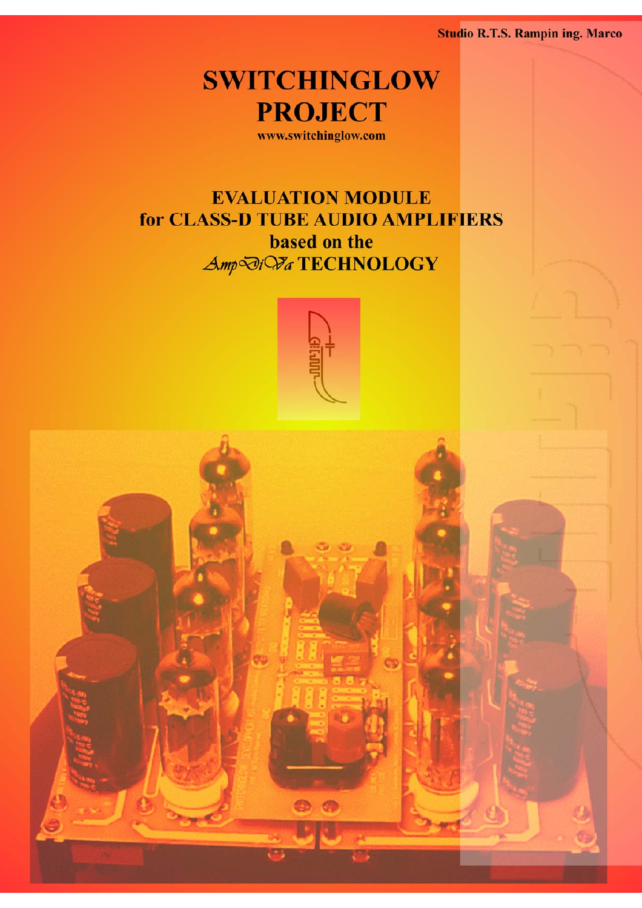Studio R.T.S. Rampin ing. Marco

# SWITCHINGLOW PROJECT

www.switchinglow.com

## EVALUATION MODULE for CLASS-D TUBE AUDIO AMPLIFIERS based on the *AmpDiVa* TECHNOLOGY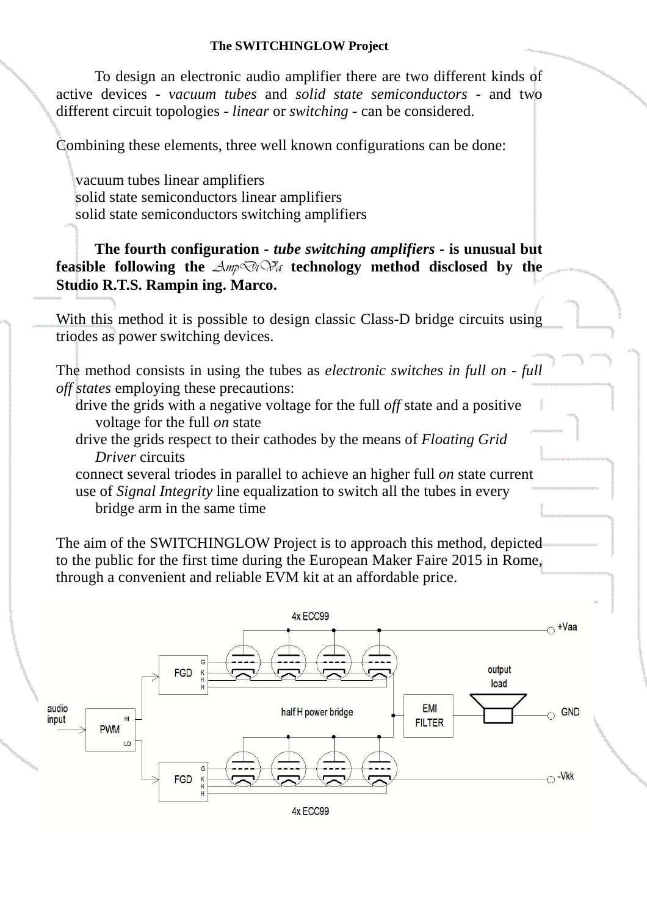**The SWITCHINGLOW Project**

To design an electronic audio amplifier there are two different kinds of active devices - *vacuum tubes* and *solid state semiconductors* - and two different circuit topologies - *linear* or *switching* - can be considered.

Combining these elements, three well known configurations can be done:

- vacuum tubes linear amplifiers
- solid state semiconductors linear amplifiers
- solid state semiconductors switching amplifiers

**The fourth configuration - *tube switching amplifiers* - is unusual but feasible following the AmpDiVa technology method disclosed by the Studio R.T.S. Rampin ing. Marco.**

With this method it is possible to design classic Class-D bridge circuits using triodes as power switching devices.

The method consists in using the tubes as *electronic switches in full on - full off states* employing these precautions:

- drive the grids with a negative voltage for the full *off* state and a positive voltage for the full *on* state
- drive the grids respect to their cathodes by the means of *Floating Grid Driver* circuits
- connect several triodes in parallel to achieve an higher full *on* state current
- use of *Signal Integrity* line equalization to switch all the tubes in every bridge arm in the same time

The aim of the SWITCHINGLOW Project is to approach this method, depicted to the public for the first time during the European Maker Faire 2015 in Rome, through a convenient and reliable EVM kit at an affordable price.

4x ECC99

+Vaa

audio input

PWM

HI

LO

FGD

G K H H

half H power bridge

EMI FILTER

output load

GND

-Vkk

4x ECC99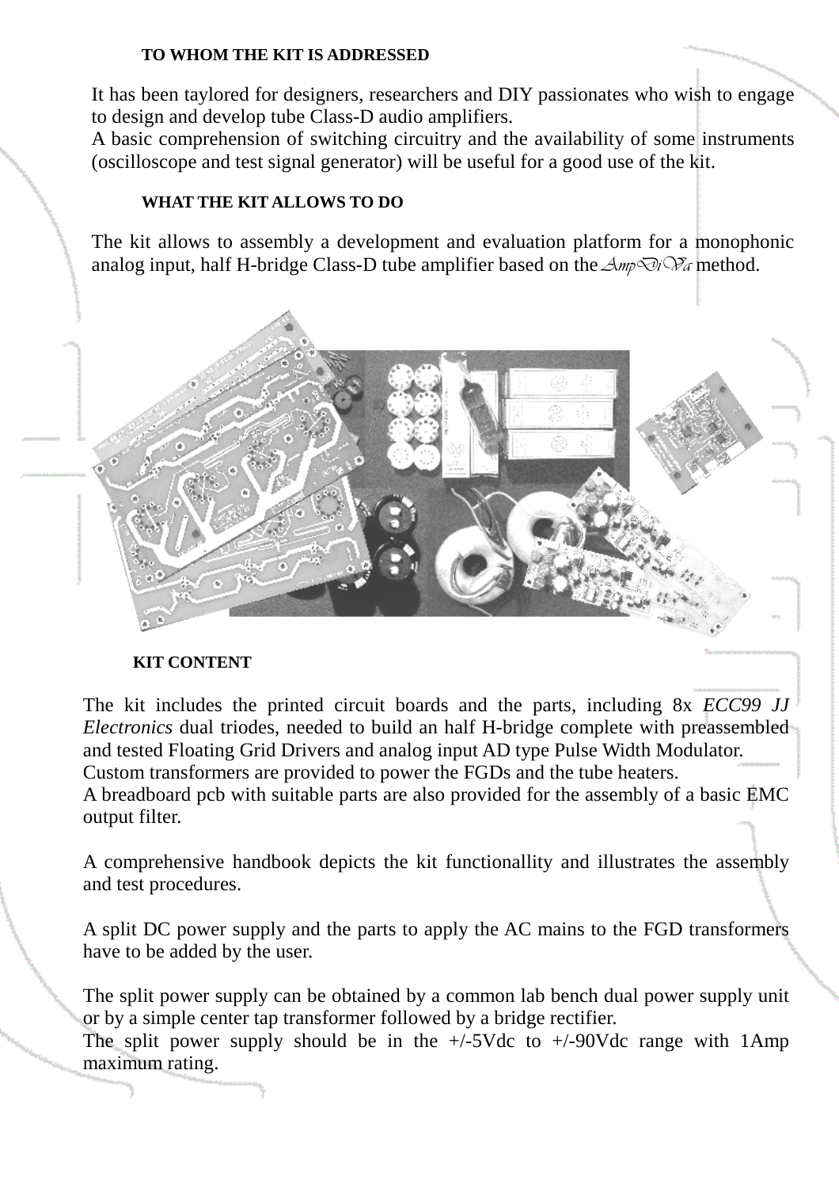## TO WHOM THE KIT IS ADDRESSED

It has been taylored for designers, researchers and DIY passionates who wish to engage to design and develop tube Class-D audio amplifiers.
A basic comprehension of switching circuitry and the availability of some instruments (oscilloscope and test signal generator) will be useful for a good use of the kit.

## WHAT THE KIT ALLOWS TO DO

The kit allows to assembly a development and evaluation platform for a monophonic analog input, half H-bridge Class-D tube amplifier based on the AmpDiVa method.

## KIT CONTENT

The kit includes the printed circuit boards and the parts, including 8x *ECC99 JJ Electronics* dual triodes, needed to build an half H-bridge complete with preassembled and tested Floating Grid Drivers and analog input AD type Pulse Width Modulator.
Custom transformers are provided to power the FGDs and the tube heaters.
A breadboard pcb with suitable parts are also provided for the assembly of a basic EMC output filter.

A comprehensive handbook depicts the kit functionallity and illustrates the assembly and test procedures.

A split DC power supply and the parts to apply the AC mains to the FGD transformers have to be added by the user.

The split power supply can be obtained by a common lab bench dual power supply unit or by a simple center tap transformer followed by a bridge rectifier.
The split power supply should be in the +/-5Vdc to +/-90Vdc range with 1Amp maximum rating.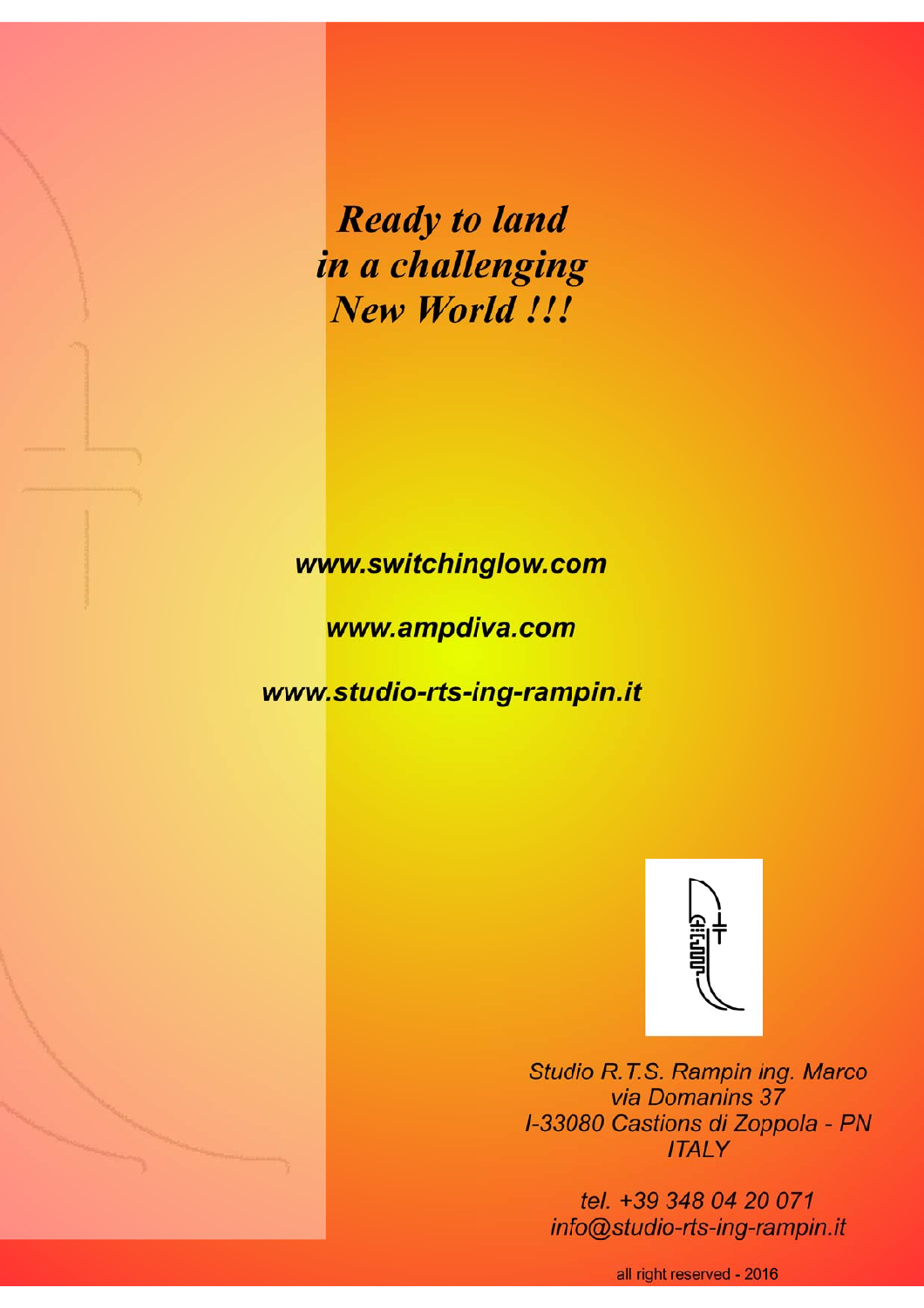***Ready to land***
***in a challenging***
***New World !!!***

***www.switchinglow.com***

***www.ampdiva.com***

***www.studio-rts-ing-rampin.it***

*Studio R.T.S. Rampin ing. Marco*
*via Domanins 37*
*I-33080 Castions di Zoppola - PN*
*ITALY*

*tel. +39 348 04 20 071*
*info@studio-rts-ing-rampin.it*

all right reserved - 2016